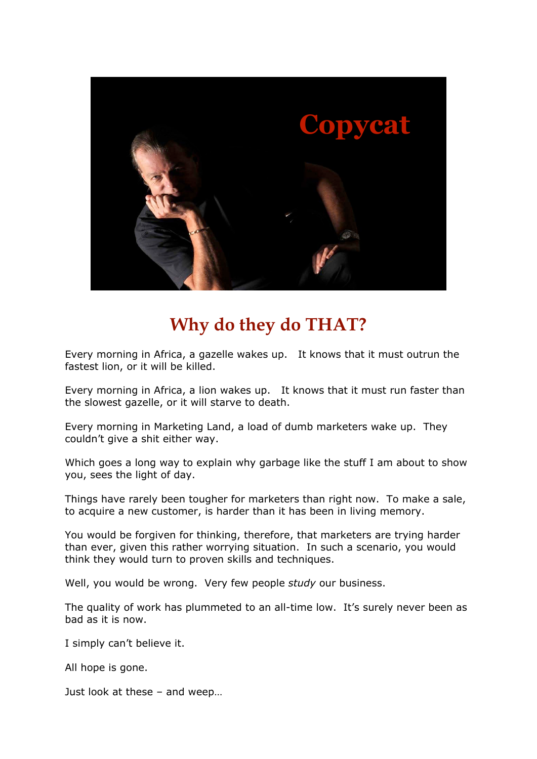# Copycat

## Why do they do THAT?

Every morning in Africa, a gazelle wakes up. It knows that it must outrun the fastest lion, or it will be killed.

Every morning in Africa, a lion wakes up. It knows that it must run faster than the slowest gazelle, or it will starve to death.

Every morning in Marketing Land, a load of dumb marketers wake up. They couldn't give a shit either way.

Which goes a long way to explain why garbage like the stuff I am about to show you, sees the light of day.

Things have rarely been tougher for marketers than right now. To make a sale, to acquire a new customer, is harder than it has been in living memory.

You would be forgiven for thinking, therefore, that marketers are trying harder than ever, given this rather worrying situation. In such a scenario, you would think they would turn to proven skills and techniques.

Well, you would be wrong. Very few people *study* our business.

The quality of work has plummeted to an all-time low. It's surely never been as bad as it is now.

I simply can't believe it.

All hope is gone.

Just look at these – and weep…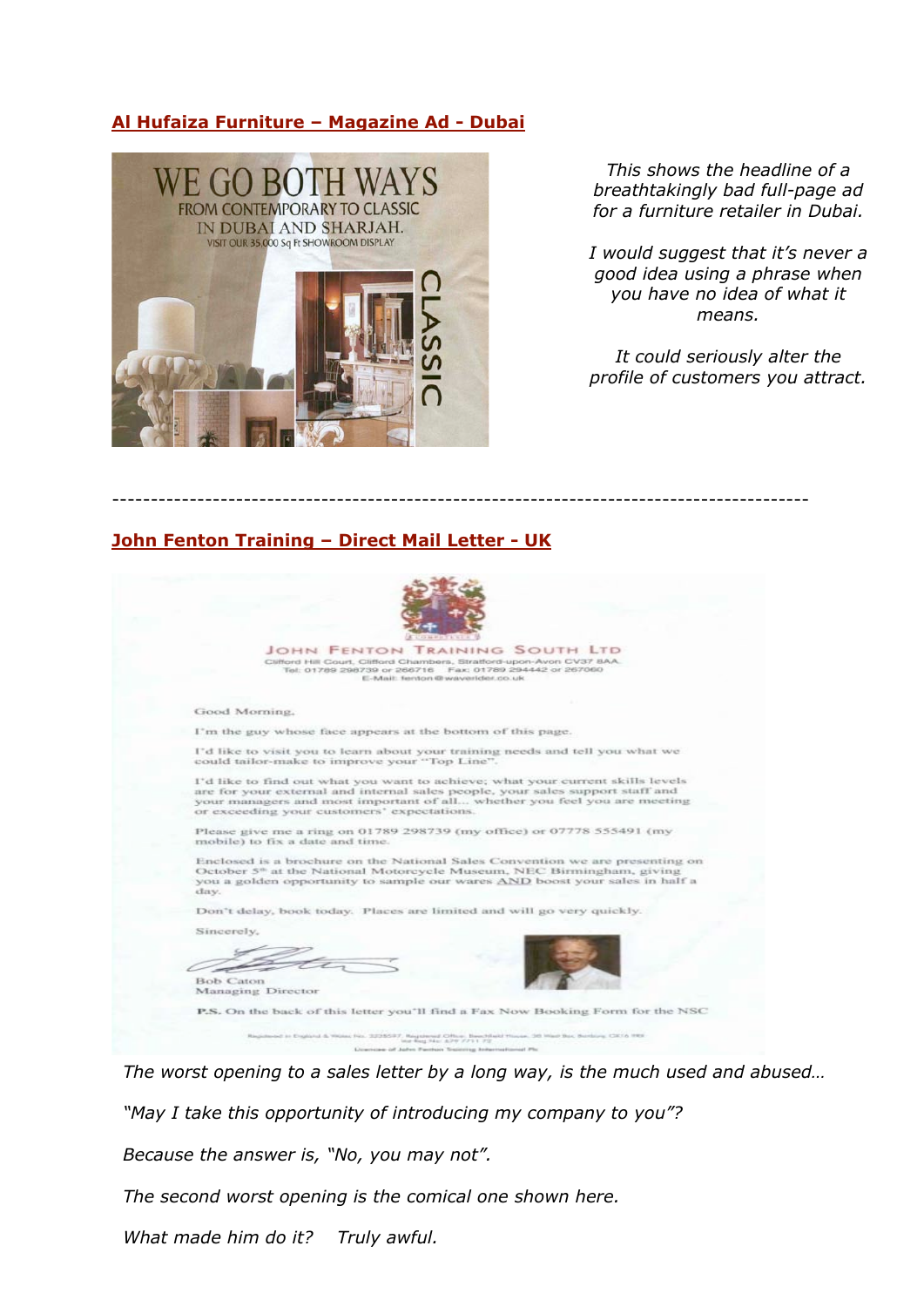**Al Hufaiza Furniture – Magazine Ad - Dubai**

WE GO BOTH WAYS
FROM CONTEMPORARY TO CLASSIC
IN DUBAI AND SHARJAH.
VISIT OUR 35,000 Sq Ft SHOWROOM DISPLAY

CLASSIC

*This shows the headline of a breathtakingly bad full-page ad for a furniture retailer in Dubai.*

*I would suggest that it's never a good idea using a phrase when you have no idea of what it means.*

*It could seriously alter the profile of customers you attract.*

---

**John Fenton Training – Direct Mail Letter - UK**

JOHN FENTON TRAINING SOUTH LTD
Clifford Hill Court, Clifford Chambers, Stratford-upon-Avon CV37 8AA.
Tel: 01789 298739 or 266716 Fax: 01789 294442 or 267060
E-Mail: fenton@waverider.co.uk

Good Morning,

I'm the guy whose face appears at the bottom of this page.

I'd like to visit you to learn about your training needs and tell you what we could tailor-make to improve your "Top Line".

I'd like to find out what you want to achieve; what your current skills levels are for your external and internal sales people, your sales support staff and your managers and most important of all... whether you feel you are meeting or exceeding your customers' expectations.

Please give me a ring on 01789 298739 (my office) or 07778 555491 (my mobile) to fix a date and time.

Enclosed is a brochure on the National Sales Convention we are presenting on October 5th at the National Motorcycle Museum, NEC Birmingham, giving you a golden opportunity to sample our wares AND boost your sales in half a day.

Don't delay, book today. Places are limited and will go very quickly.

Sincerely,

Bob Caton
Managing Director

P.S. On the back of this letter you'll find a Fax Now Booking Form for the NSC

*The worst opening to a sales letter by a long way, is the much used and abused…*

*"May I take this opportunity of introducing my company to you"?*

*Because the answer is, "No, you may not".*

*The second worst opening is the comical one shown here.*

*What made him do it? Truly awful.*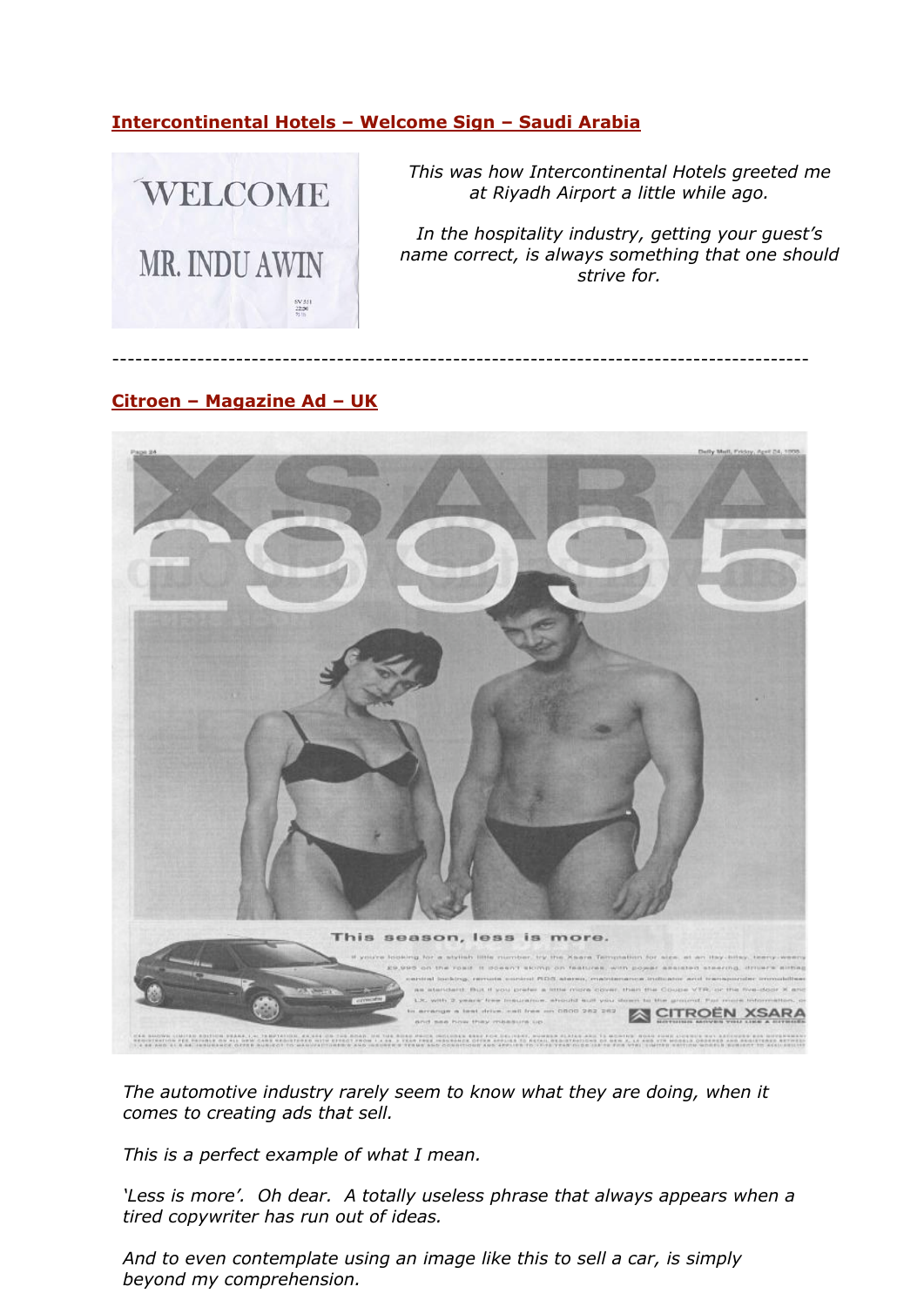**Intercontinental Hotels – Welcome Sign – Saudi Arabia**

*This was how Intercontinental Hotels greeted me at Riyadh Airport a little while ago.*

*In the hospitality industry, getting your guest's name correct, is always something that one should strive for.*

---

**Citroen – Magazine Ad – UK**

*The automotive industry rarely seem to know what they are doing, when it comes to creating ads that sell.*

*This is a perfect example of what I mean.*

*'Less is more'. Oh dear. A totally useless phrase that always appears when a tired copywriter has run out of ideas.*

*And to even contemplate using an image like this to sell a car, is simply beyond my comprehension.*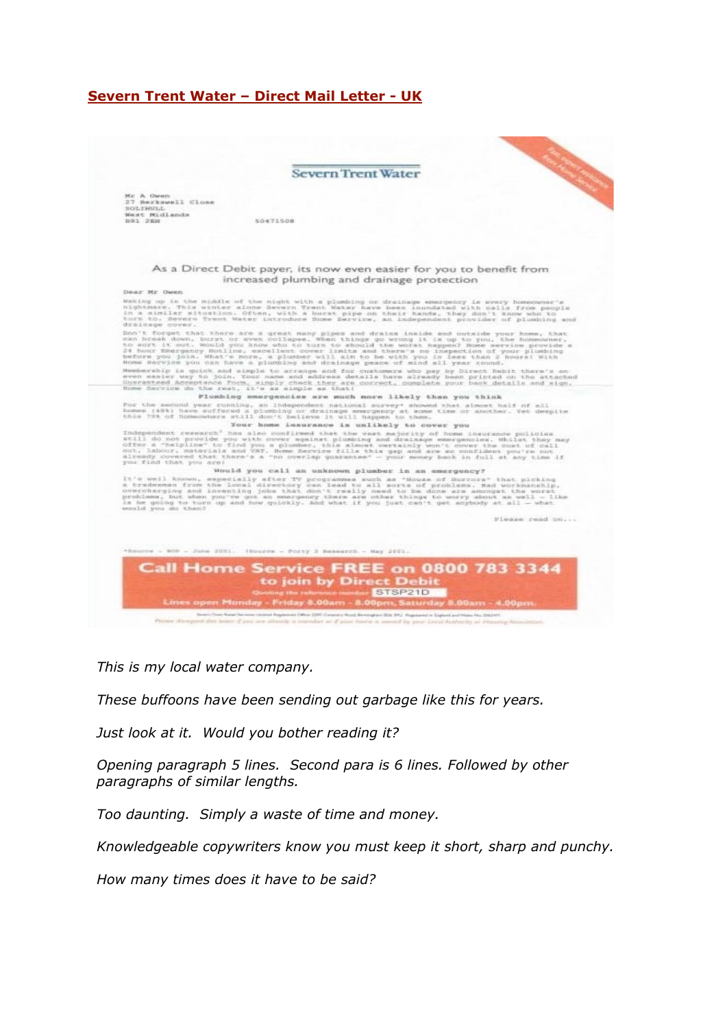**Severn Trent Water – Direct Mail Letter - UK**

Severn Trent Water

As a Direct Debit payer, its now even easier for you to benefit from increased plumbing and drainage protection

**Call Home Service FREE on 0800 783 3344 to join by Direct Debit**

Quoting the reference number STSP21D

Lines open Monday - Friday 8.00am - 8.00pm, Saturday 8.00am - 4.00pm.

*This is my local water company.*

*These buffoons have been sending out garbage like this for years.*

*Just look at it. Would you bother reading it?*

*Opening paragraph 5 lines. Second para is 6 lines. Followed by other paragraphs of similar lengths.*

*Too daunting. Simply a waste of time and money.*

*Knowledgeable copywriters know you must keep it short, sharp and punchy.*

*How many times does it have to be said?*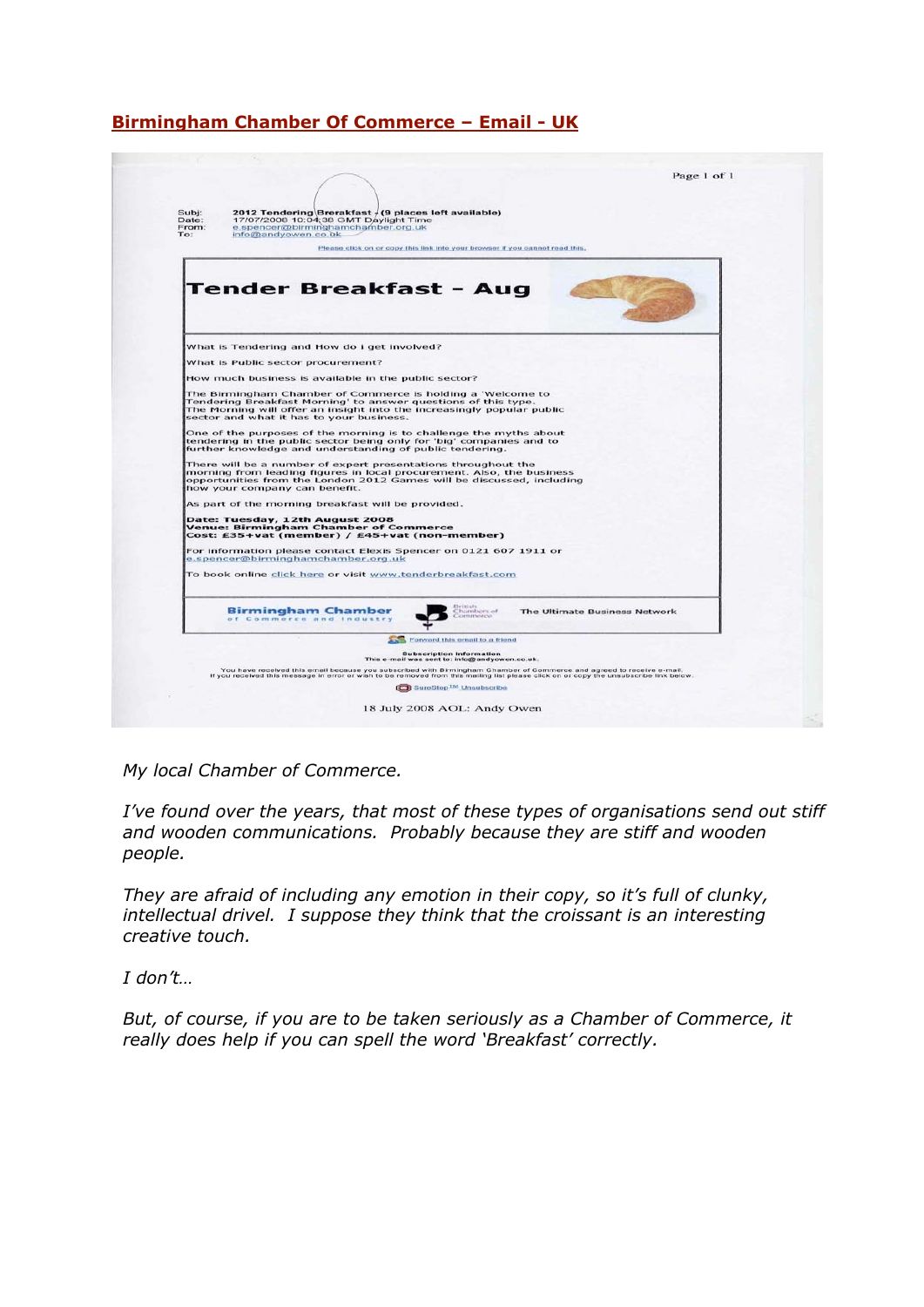## Birmingham Chamber Of Commerce – Email - UK

Subj: 2012 Tendering Brerakfast - (9 places left available)
Date: 17/07/2008 10:04:38 GMT Daylight Time
From: e.spencer@birminghamchamber.org.uk
To: info@andyowen.co.uk

Please click on or copy this link into your browser if you cannot read this.

**Tender Breakfast – Aug**

What is Tendering and How do I get involved?

What is Public sector procurement?

How much business is available in the public sector?

The Birmingham Chamber of Commerce is holding a 'Welcome to Tendering Breakfast Morning' to answer questions of this type. The Morning will offer an insight into the increasingly popular public sector and what it has to your business.

One of the purposes of the morning is to challenge the myths about tendering in the public sector being only for 'big' companies and to further knowledge and understanding of public tendering.

There will be a number of expert presentations throughout the morning from leading figures in local procurement. Also, the business opportunities from the London 2012 Games will be discussed, including how your company can benefit.

As part of the morning breakfast will be provided.

**Date: Tuesday, 12th August 2008**
**Venue: Birmingham Chamber of Commerce**
**Cost: £35+vat (member) / £45+vat (non-member)**

For information please contact Elexis Spencer on 0121 607 1911 or e.spencer@birminghamchamber.org.uk

To book online click here or visit www.tenderbreakfast.com

Birmingham Chamber of Commerce and Industry — British Chambers of Commerce — The Ultimate Business Network

Forward this email to a friend

Subscription Information
This e-mail was sent to: info@andyowen.co.uk.

You have received this email because you subscribed with Birmingham Chamber of Commerce and agreed to receive e-mail. If you received this message in error or wish to be removed from this mailing list please click on or copy the unsubscribe link below.

SureStop™ Unsubscribe

18 July 2008 AOL: Andy Owen

*My local Chamber of Commerce.*

*I've found over the years, that most of these types of organisations send out stiff and wooden communications. Probably because they are stiff and wooden people.*

*They are afraid of including any emotion in their copy, so it's full of clunky, intellectual drivel. I suppose they think that the croissant is an interesting creative touch.*

*I don't…*

*But, of course, if you are to be taken seriously as a Chamber of Commerce, it really does help if you can spell the word 'Breakfast' correctly.*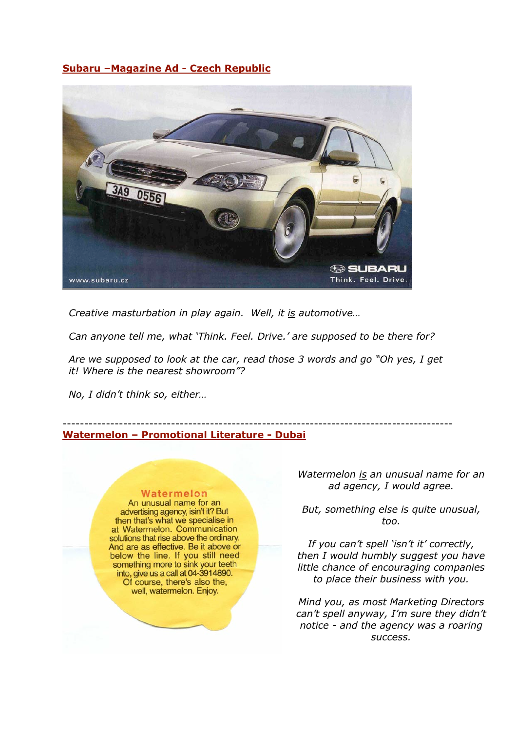## Subaru –Magazine Ad - Czech Republic

*Creative masturbation in play again. Well, it is automotive…*

*Can anyone tell me, what 'Think. Feel. Drive.' are supposed to be there for?*

*Are we supposed to look at the car, read those 3 words and go "Oh yes, I get it! Where is the nearest showroom"?*

*No, I didn't think so, either…*

---

## Watermelon – Promotional Literature - Dubai

*Watermelon is an unusual name for an ad agency, I would agree.*

*But, something else is quite unusual, too.*

*If you can't spell 'isn't it' correctly, then I would humbly suggest you have little chance of encouraging companies to place their business with you.*

*Mind you, as most Marketing Directors can't spell anyway, I'm sure they didn't notice - and the agency was a roaring success.*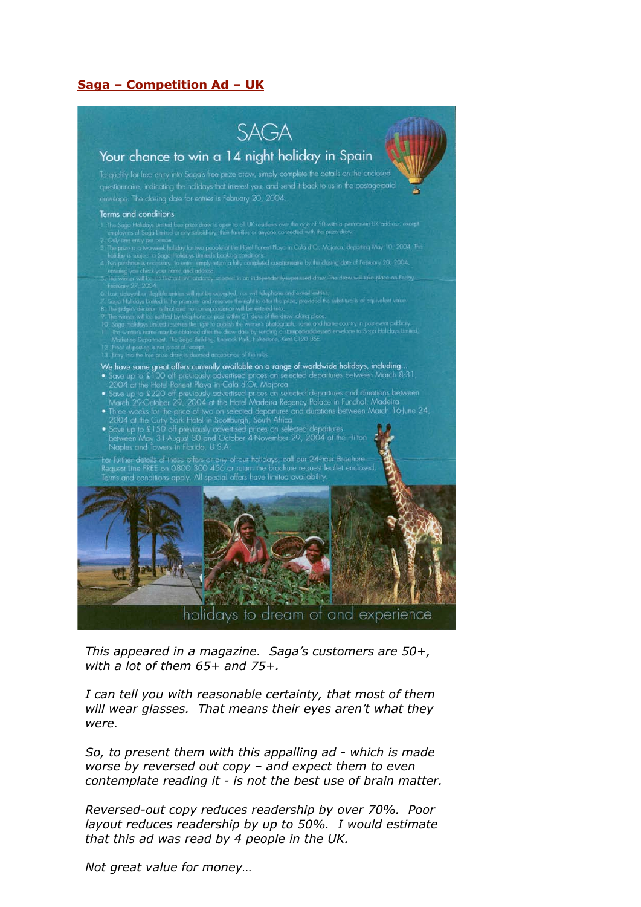**Saga – Competition Ad – UK**

SAGA

Your chance to win a 14 night holiday in Spain

To qualify for free entry into Saga's free prize draw, simply complete the details on the enclosed questionnaire, indicating the holidays that interest you, and send it back to us in the postage-paid envelope. The closing date for entries is February 20, 2004.

Terms and conditions

1. The Saga Holidays Limited free prize draw is open to all UK residents over the age of 50 with a permanent UK address, except employees of Saga Limited or any subsidiary, their families or anyone connected with the prize draw.
2. Only one entry per person.
3. The prize is a two-week holiday for two people at the Hotel Ponent Playa in Cala d'Or, Majorca, departing May 10, 2004. The holiday is subject to Saga Holidays Limited's booking conditions.
4. No purchase is necessary. To enter, simply return a fully completed questionnaire by the closing date of February 20, 2004, ensuring you check your name and address.
5. The winner will be the first entrant randomly selected in an independently-supervised draw. The draw will take place on Friday, February 27, 2004.
6. Lost, delayed or illegible entries will not be accepted, nor will telephone and e-mail entries.
7. Saga Holidays Limited is the promoter and reserves the right to alter the prize, provided the substitute is of equivalent value.
8. The judge's decision is final and no correspondence will be entered into.
9. The winner will be notified by telephone or post within 21 days of the draw taking place.
10. Saga Holidays Limited reserves the right to publish the winner's photograph, name and home country in post-event publicity.
11. The winner's name may be obtained after the draw date by sending a stamped-addressed envelope to Saga Holidays Limited, Marketing Department, The Saga Building, Enbrook Park, Folkestone, Kent CT20 3SE.
12. Proof of posting is not proof of receipt.
13. Entry into the free prize draw is deemed acceptance of the rules.

We have some great offers currently available on a range of worldwide holidays, including...

- Save up to £100 off previously advertised prices on selected departures between March 8-31, 2004 at the Hotel Ponent Playa in Cala d'Or, Majorca
- Save up to £220 off previously advertised prices on selected departures and durations between March 29-October 29, 2004 at the Hotel Madeira Regency Palace in Funchal, Madeira
- Three weeks for the price of two on selected departures and durations between March 16-June 24, 2004 at the Cutty Sark Hotel in Scottburgh, South Africa
- Save up to £150 off previously advertised prices on selected departures between May 31-August 30 and October 4-November 29, 2004 at the Hilton Naples and Towers in Florida, U.S.A.

For further details of these offers or any of our holidays, call our 24-hour Brochure Request Line FREE on 0800 300 456 or return the brochure request leaflet enclosed. Terms and conditions apply. All special offers have limited availability.

holidays to dream of and experience

*This appeared in a magazine. Saga's customers are 50+, with a lot of them 65+ and 75+.*

*I can tell you with reasonable certainty, that most of them will wear glasses. That means their eyes aren't what they were.*

*So, to present them with this appalling ad - which is made worse by reversed out copy – and expect them to even contemplate reading it - is not the best use of brain matter.*

*Reversed-out copy reduces readership by over 70%. Poor layout reduces readership by up to 50%. I would estimate that this ad was read by 4 people in the UK.*

*Not great value for money…*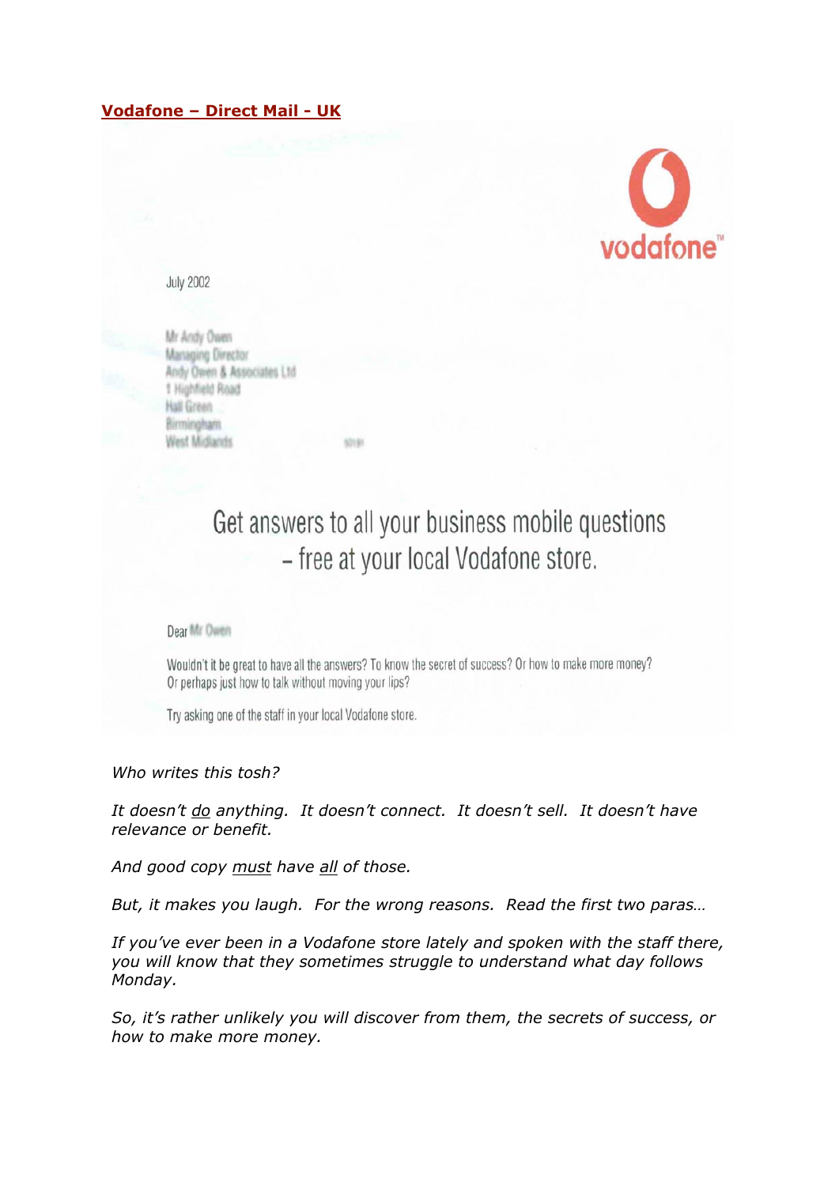**Vodafone – Direct Mail - UK**

vodafone™

July 2002

Mr Andy Owen
Managing Director
Andy Owen & Associates Ltd
1 Highfield Road
Hall Green
Birmingham
West Midlands

Get answers to all your business mobile questions – free at your local Vodafone store.

Dear Mr Owen

Wouldn't it be great to have all the answers? To know the secret of success? Or how to make more money? Or perhaps just how to talk without moving your lips?

Try asking one of the staff in your local Vodafone store.

*Who writes this tosh?*

*It doesn't do anything. It doesn't connect. It doesn't sell. It doesn't have relevance or benefit.*

*And good copy must have all of those.*

*But, it makes you laugh. For the wrong reasons. Read the first two paras…*

*If you've ever been in a Vodafone store lately and spoken with the staff there, you will know that they sometimes struggle to understand what day follows Monday.*

*So, it's rather unlikely you will discover from them, the secrets of success, or how to make more money.*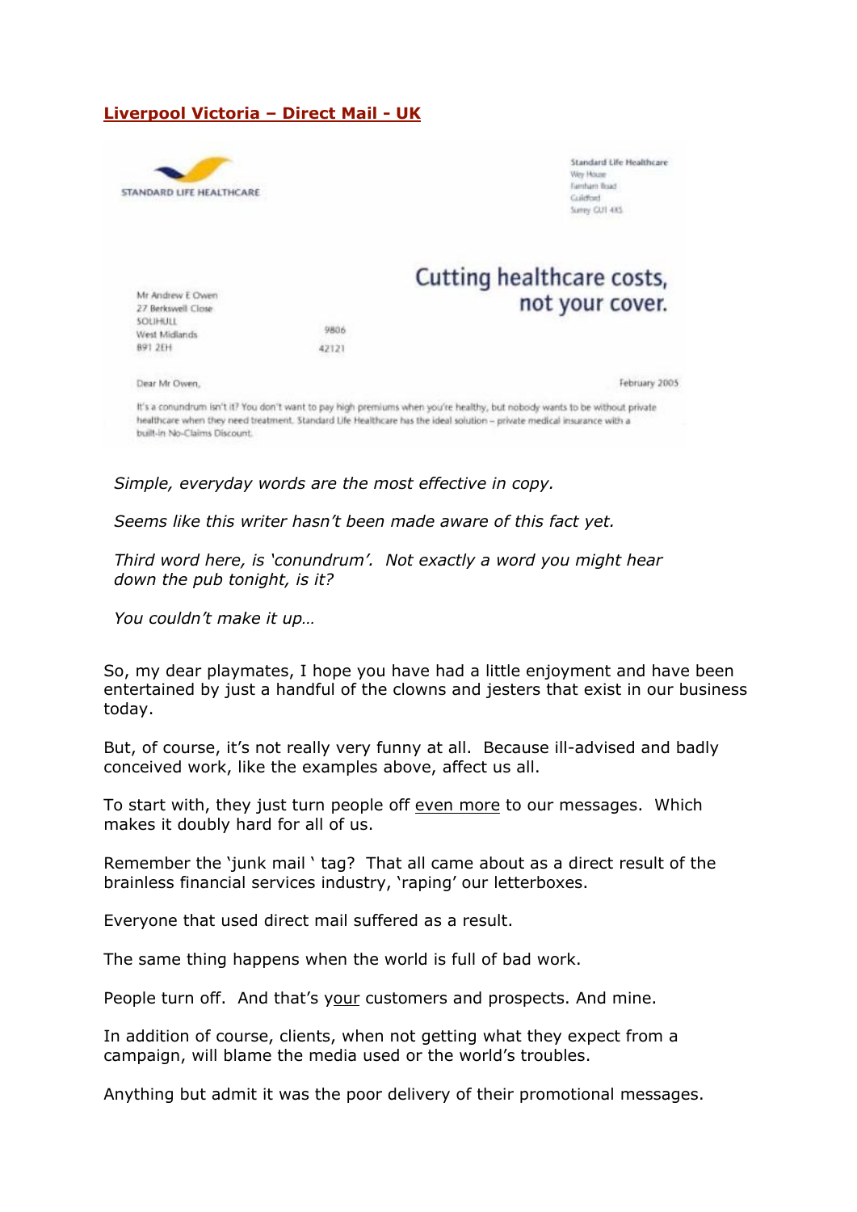## Liverpool Victoria – Direct Mail - UK

STANDARD LIFE HEALTHCARE

Standard Life Healthcare
Wey House
Farnham Road
Guildford
Surrey GU1 4XS

Cutting healthcare costs, not your cover.

Mr Andrew E Owen
27 Berkswell Close
SOLIHULL
West Midlands
B91 2EH

9806

42121

Dear Mr Owen,

February 2005

It's a conundrum isn't it? You don't want to pay high premiums when you're healthy, but nobody wants to be without private healthcare when they need treatment. Standard Life Healthcare has the ideal solution – private medical insurance with a built-in No-Claims Discount.

*Simple, everyday words are the most effective in copy.*

*Seems like this writer hasn't been made aware of this fact yet.*

*Third word here, is 'conundrum'. Not exactly a word you might hear down the pub tonight, is it?*

*You couldn't make it up…*

So, my dear playmates, I hope you have had a little enjoyment and have been entertained by just a handful of the clowns and jesters that exist in our business today.

But, of course, it's not really very funny at all. Because ill-advised and badly conceived work, like the examples above, affect us all.

To start with, they just turn people off <u>even more</u> to our messages. Which makes it doubly hard for all of us.

Remember the 'junk mail ' tag? That all came about as a direct result of the brainless financial services industry, 'raping' our letterboxes.

Everyone that used direct mail suffered as a result.

The same thing happens when the world is full of bad work.

People turn off. And that's <u>your</u> customers and prospects. And mine.

In addition of course, clients, when not getting what they expect from a campaign, will blame the media used or the world's troubles.

Anything but admit it was the poor delivery of their promotional messages.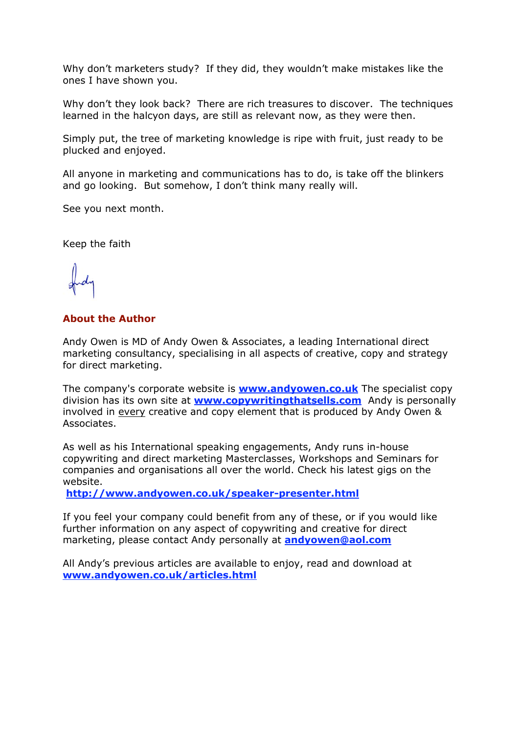Why don't marketers study? If they did, they wouldn't make mistakes like the ones I have shown you.

Why don't they look back? There are rich treasures to discover. The techniques learned in the halcyon days, are still as relevant now, as they were then.

Simply put, the tree of marketing knowledge is ripe with fruit, just ready to be plucked and enjoyed.

All anyone in marketing and communications has to do, is take off the blinkers and go looking. But somehow, I don't think many really will.

See you next month.

Keep the faith

Andy

## About the Author

Andy Owen is MD of Andy Owen & Associates, a leading International direct marketing consultancy, specialising in all aspects of creative, copy and strategy for direct marketing.

The company's corporate website is **www.andyowen.co.uk** The specialist copy division has its own site at **www.copywritingthatsells.com** Andy is personally involved in every creative and copy element that is produced by Andy Owen & Associates.

As well as his International speaking engagements, Andy runs in-house copywriting and direct marketing Masterclasses, Workshops and Seminars for companies and organisations all over the world. Check his latest gigs on the website.
**http://www.andyowen.co.uk/speaker-presenter.html**

If you feel your company could benefit from any of these, or if you would like further information on any aspect of copywriting and creative for direct marketing, please contact Andy personally at **andyowen@aol.com**

All Andy's previous articles are available to enjoy, read and download at **www.andyowen.co.uk/articles.html**